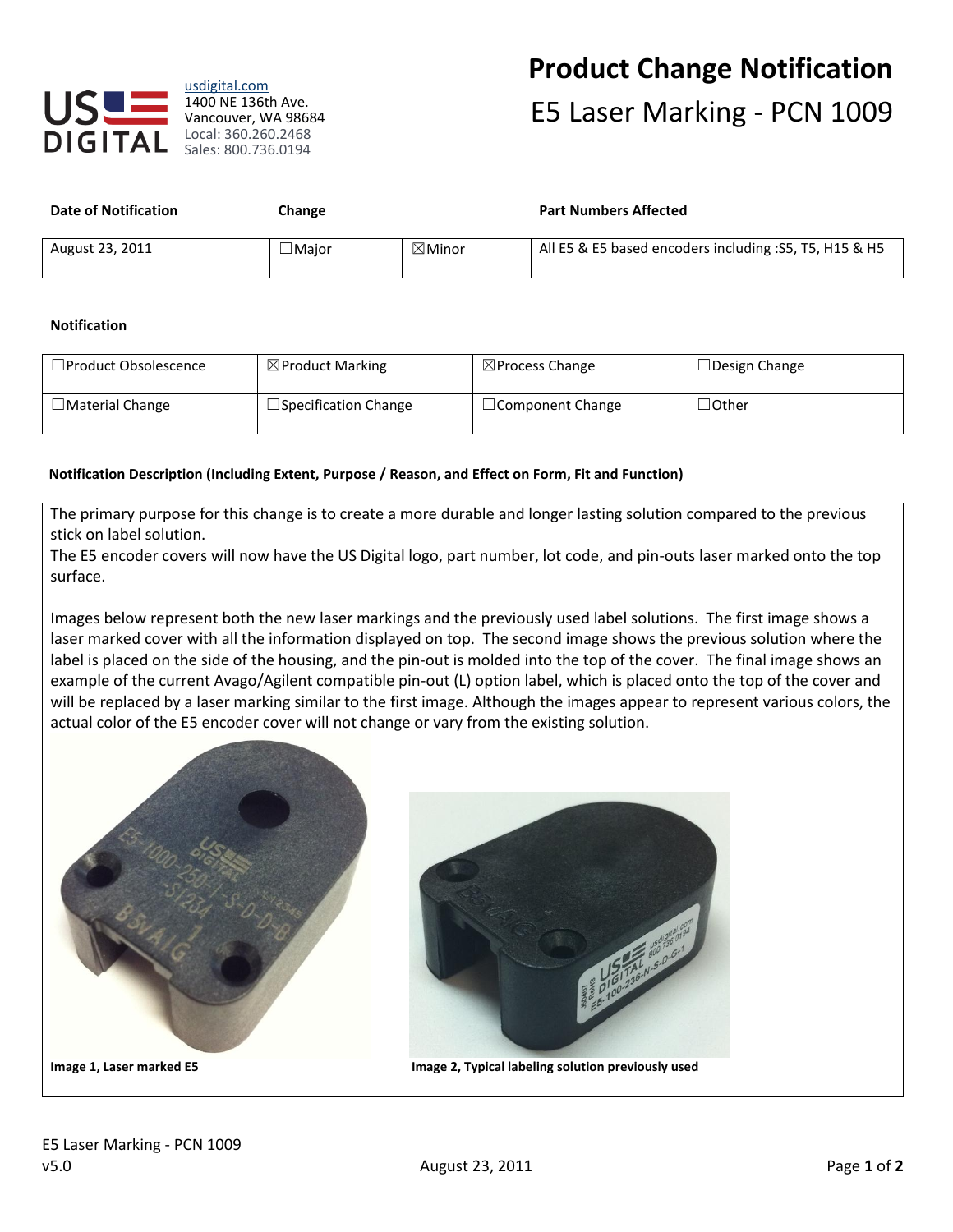usdigital.com
1400 NE 136th Ave.
Vancouver, WA 98684
Local: 360.260.2468
Sales: 800.736.0194

# Product Change Notification

## E5 Laser Marking - PCN 1009

| Date of Notification | Change | | Part Numbers Affected |
|---|---|---|---|
| August 23, 2011 | ☐Major | ☒Minor | All E5 & E5 based encoders including :S5, T5, H15 & H5 |

**Notification**

| | | | |
|---|---|---|---|
| ☐Product Obsolescence | ☒Product Marking | ☒Process Change | ☐Design Change |
| ☐Material Change | ☐Specification Change | ☐Component Change | ☐Other |

**Notification Description (Including Extent, Purpose / Reason, and Effect on Form, Fit and Function)**

The primary purpose for this change is to create a more durable and longer lasting solution compared to the previous stick on label solution.
The E5 encoder covers will now have the US Digital logo, part number, lot code, and pin-outs laser marked onto the top surface.

Images below represent both the new laser markings and the previously used label solutions. The first image shows a laser marked cover with all the information displayed on top. The second image shows the previous solution where the label is placed on the side of the housing, and the pin-out is molded into the top of the cover. The final image shows an example of the current Avago/Agilent compatible pin-out (L) option label, which is placed onto the top of the cover and will be replaced by a laser marking similar to the first image. Although the images appear to represent various colors, the actual color of the E5 encoder cover will not change or vary from the existing solution.

**Image 1, Laser marked E5**

**Image 2, Typical labeling solution previously used**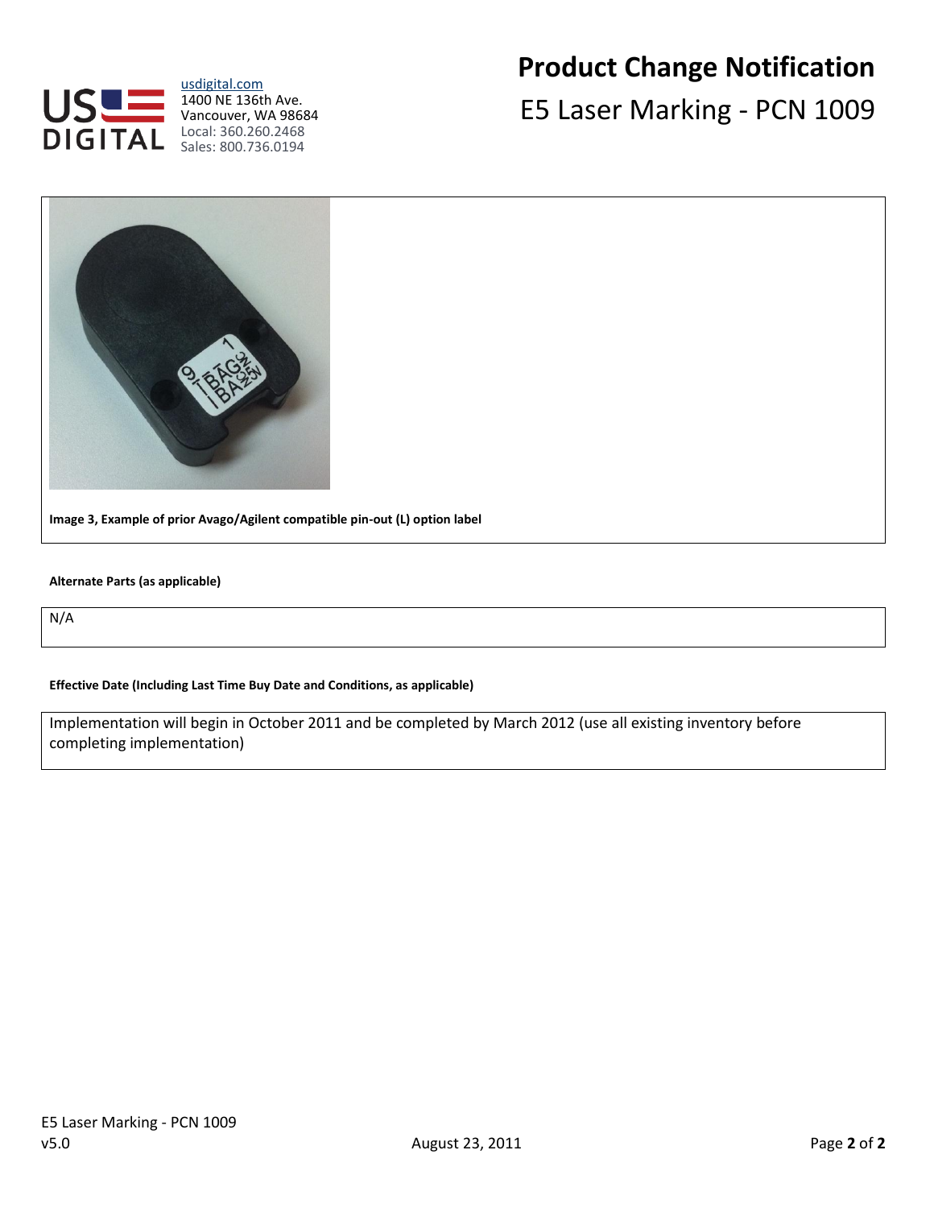Image 3, Example of prior Avago/Agilent compatible pin-out (L) option label

**Alternate Parts (as applicable)**

N/A

**Effective Date (Including Last Time Buy Date and Conditions, as applicable)**

Implementation will begin in October 2011 and be completed by March 2012 (use all existing inventory before completing implementation)